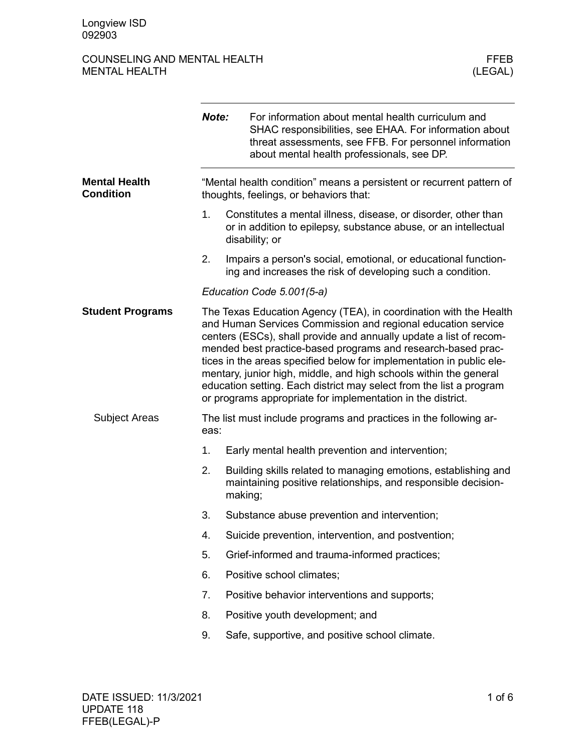Longview ISD
092903

COUNSELING AND MENTAL HEALTH
MENTAL HEALTH

FFEB
(LEGAL)

**Note:** For information about mental health curriculum and SHAC responsibilities, see EHAA. For information about threat assessments, see FFB. For personnel information about mental health professionals, see DP.

## Mental Health Condition

"Mental health condition" means a persistent or recurrent pattern of thoughts, feelings, or behaviors that:

1. Constitutes a mental illness, disease, or disorder, other than or in addition to epilepsy, substance abuse, or an intellectual disability; or
2. Impairs a person's social, emotional, or educational functioning and increases the risk of developing such a condition.

*Education Code 5.001(5-a)*

## Student Programs

The Texas Education Agency (TEA), in coordination with the Health and Human Services Commission and regional education service centers (ESCs), shall provide and annually update a list of recommended best practice-based programs and research-based practices in the areas specified below for implementation in public elementary, junior high, middle, and high schools within the general education setting. Each district may select from the list a program or programs appropriate for implementation in the district.

### Subject Areas

The list must include programs and practices in the following areas:

1. Early mental health prevention and intervention;
2. Building skills related to managing emotions, establishing and maintaining positive relationships, and responsible decision-making;
3. Substance abuse prevention and intervention;
4. Suicide prevention, intervention, and postvention;
5. Grief-informed and trauma-informed practices;
6. Positive school climates;
7. Positive behavior interventions and supports;
8. Positive youth development; and
9. Safe, supportive, and positive school climate.

DATE ISSUED: 11/3/2021
UPDATE 118
FFEB(LEGAL)-P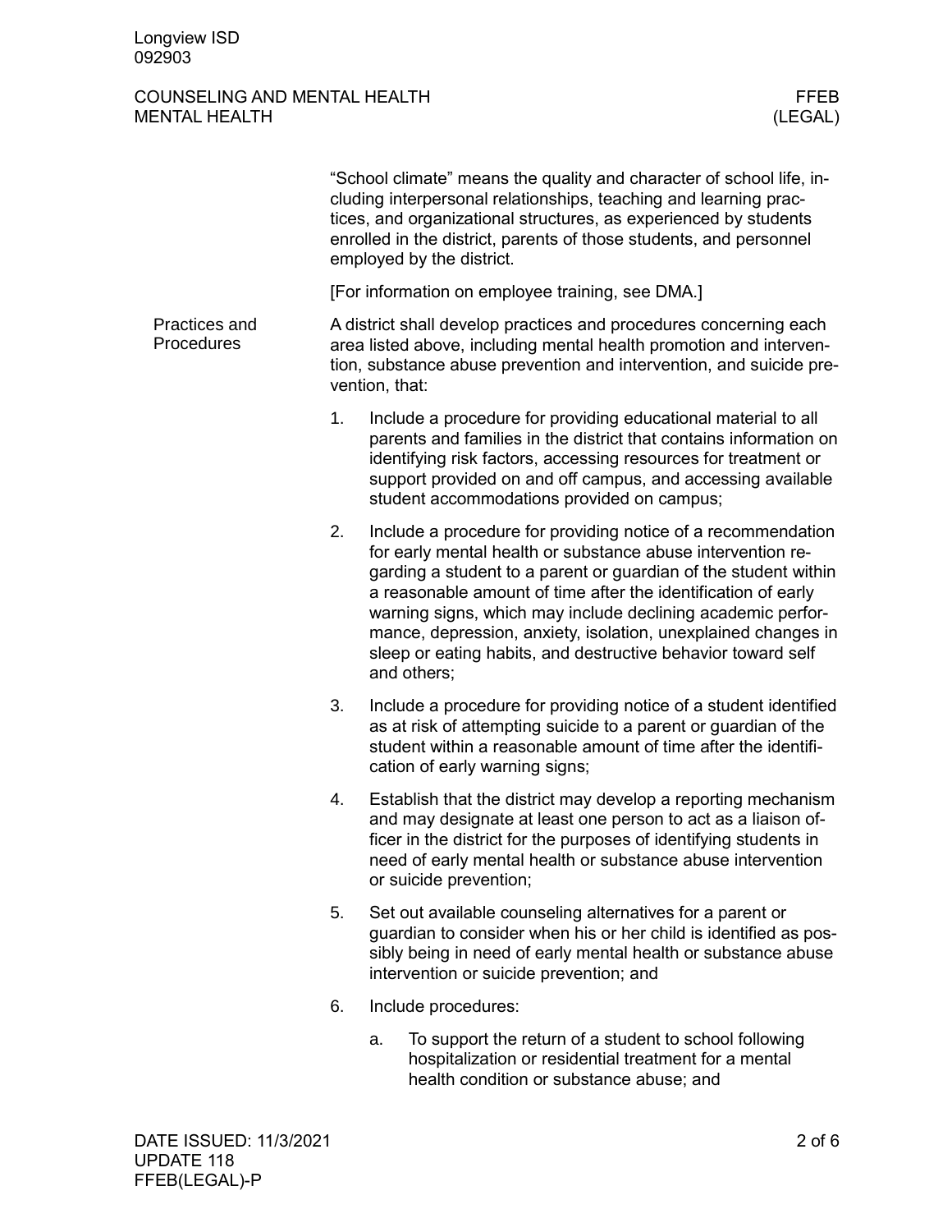"School climate" means the quality and character of school life, including interpersonal relationships, teaching and learning practices, and organizational structures, as experienced by students enrolled in the district, parents of those students, and personnel employed by the district.

[For information on employee training, see DMA.]

### Practices and Procedures

A district shall develop practices and procedures concerning each area listed above, including mental health promotion and intervention, substance abuse prevention and intervention, and suicide prevention, that:

1. Include a procedure for providing educational material to all parents and families in the district that contains information on identifying risk factors, accessing resources for treatment or support provided on and off campus, and accessing available student accommodations provided on campus;
2. Include a procedure for providing notice of a recommendation for early mental health or substance abuse intervention regarding a student to a parent or guardian of the student within a reasonable amount of time after the identification of early warning signs, which may include declining academic performance, depression, anxiety, isolation, unexplained changes in sleep or eating habits, and destructive behavior toward self and others;
3. Include a procedure for providing notice of a student identified as at risk of attempting suicide to a parent or guardian of the student within a reasonable amount of time after the identification of early warning signs;
4. Establish that the district may develop a reporting mechanism and may designate at least one person to act as a liaison officer in the district for the purposes of identifying students in need of early mental health or substance abuse intervention or suicide prevention;
5. Set out available counseling alternatives for a parent or guardian to consider when his or her child is identified as possibly being in need of early mental health or substance abuse intervention or suicide prevention; and
6. Include procedures:
    a. To support the return of a student to school following hospitalization or residential treatment for a mental health condition or substance abuse; and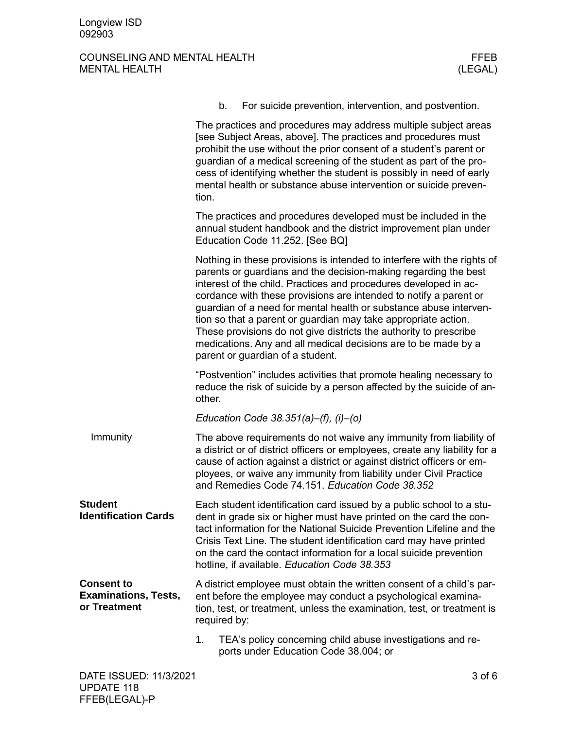b. For suicide prevention, intervention, and postvention.

The practices and procedures may address multiple subject areas [see Subject Areas, above]. The practices and procedures must prohibit the use without the prior consent of a student's parent or guardian of a medical screening of the student as part of the process of identifying whether the student is possibly in need of early mental health or substance abuse intervention or suicide prevention.

The practices and procedures developed must be included in the annual student handbook and the district improvement plan under Education Code 11.252. [See BQ]

Nothing in these provisions is intended to interfere with the rights of parents or guardians and the decision-making regarding the best interest of the child. Practices and procedures developed in accordance with these provisions are intended to notify a parent or guardian of a need for mental health or substance abuse intervention so that a parent or guardian may take appropriate action. These provisions do not give districts the authority to prescribe medications. Any and all medical decisions are to be made by a parent or guardian of a student.

"Postvention" includes activities that promote healing necessary to reduce the risk of suicide by a person affected by the suicide of another.

*Education Code 38.351(a)–(f), (i)–(o)*

### Immunity

The above requirements do not waive any immunity from liability of a district or of district officers or employees, create any liability for a cause of action against a district or against district officers or employees, or waive any immunity from liability under Civil Practice and Remedies Code 74.151. *Education Code 38.352*

## Student Identification Cards

Each student identification card issued by a public school to a student in grade six or higher must have printed on the card the contact information for the National Suicide Prevention Lifeline and the Crisis Text Line. The student identification card may have printed on the card the contact information for a local suicide prevention hotline, if available. *Education Code 38.353*

## Consent to Examinations, Tests, or Treatment

A district employee must obtain the written consent of a child's parent before the employee may conduct a psychological examination, test, or treatment, unless the examination, test, or treatment is required by:

1. TEA's policy concerning child abuse investigations and reports under Education Code 38.004; or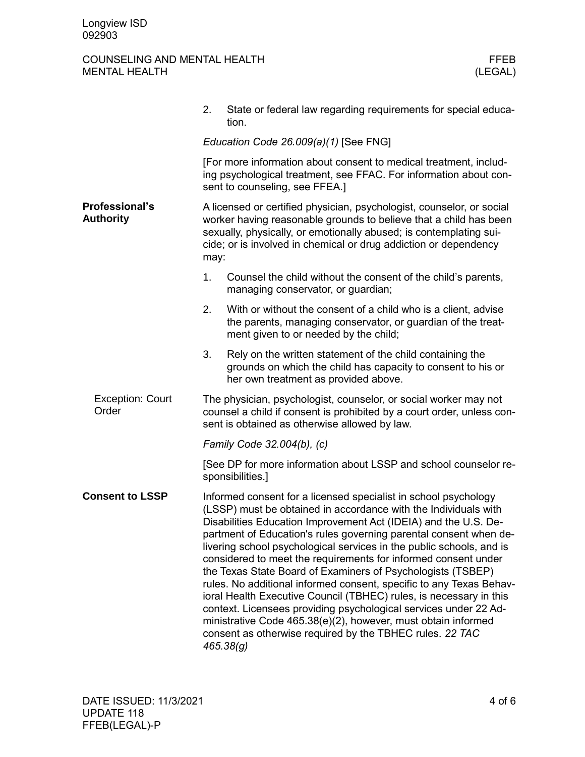2. State or federal law regarding requirements for special education.

*Education Code 26.009(a)(1)* [See FNG]

[For more information about consent to medical treatment, including psychological treatment, see FFAC. For information about consent to counseling, see FFEA.]

**Professional's Authority**

A licensed or certified physician, psychologist, counselor, or social worker having reasonable grounds to believe that a child has been sexually, physically, or emotionally abused; is contemplating suicide; or is involved in chemical or drug addiction or dependency may:

1. Counsel the child without the consent of the child's parents, managing conservator, or guardian;
2. With or without the consent of a child who is a client, advise the parents, managing conservator, or guardian of the treatment given to or needed by the child;
3. Rely on the written statement of the child containing the grounds on which the child has capacity to consent to his or her own treatment as provided above.

Exception: Court Order

The physician, psychologist, counselor, or social worker may not counsel a child if consent is prohibited by a court order, unless consent is obtained as otherwise allowed by law.

*Family Code 32.004(b), (c)*

[See DP for more information about LSSP and school counselor responsibilities.]

**Consent to LSSP**

Informed consent for a licensed specialist in school psychology (LSSP) must be obtained in accordance with the Individuals with Disabilities Education Improvement Act (IDEIA) and the U.S. Department of Education's rules governing parental consent when delivering school psychological services in the public schools, and is considered to meet the requirements for informed consent under the Texas State Board of Examiners of Psychologists (TSBEP) rules. No additional informed consent, specific to any Texas Behavioral Health Executive Council (TBHEC) rules, is necessary in this context. Licensees providing psychological services under 22 Administrative Code 465.38(e)(2), however, must obtain informed consent as otherwise required by the TBHEC rules. *22 TAC 465.38(g)*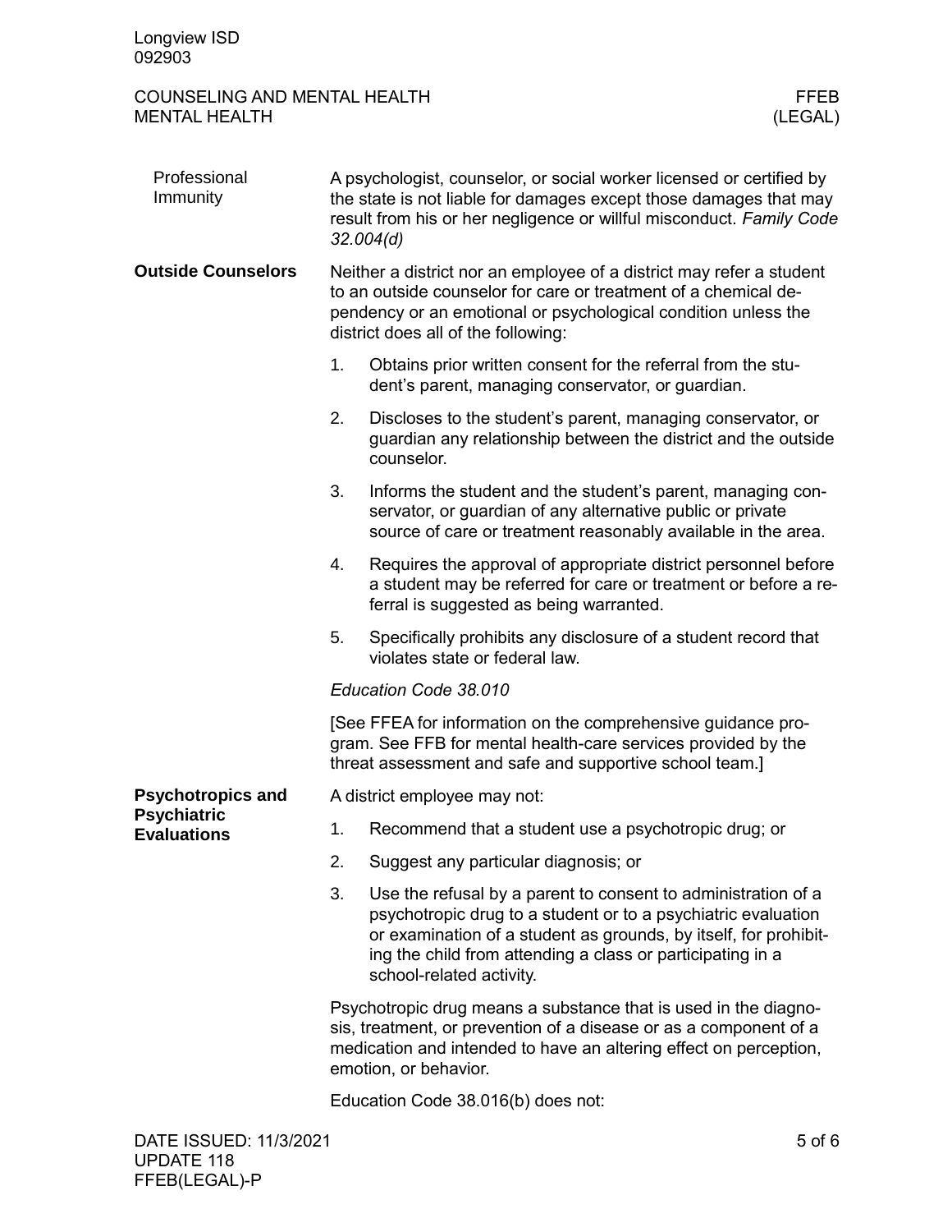### Professional Immunity

A psychologist, counselor, or social worker licensed or certified by the state is not liable for damages except those damages that may result from his or her negligence or willful misconduct. *Family Code 32.004(d)*

## Outside Counselors

Neither a district nor an employee of a district may refer a student to an outside counselor for care or treatment of a chemical dependency or an emotional or psychological condition unless the district does all of the following:

1. Obtains prior written consent for the referral from the student's parent, managing conservator, or guardian.
2. Discloses to the student's parent, managing conservator, or guardian any relationship between the district and the outside counselor.
3. Informs the student and the student's parent, managing conservator, or guardian of any alternative public or private source of care or treatment reasonably available in the area.
4. Requires the approval of appropriate district personnel before a student may be referred for care or treatment or before a referral is suggested as being warranted.
5. Specifically prohibits any disclosure of a student record that violates state or federal law.

*Education Code 38.010*

[See FFEA for information on the comprehensive guidance program. See FFB for mental health-care services provided by the threat assessment and safe and supportive school team.]

## Psychotropics and Psychiatric Evaluations

A district employee may not:

1. Recommend that a student use a psychotropic drug; or
2. Suggest any particular diagnosis; or
3. Use the refusal by a parent to consent to administration of a psychotropic drug to a student or to a psychiatric evaluation or examination of a student as grounds, by itself, for prohibiting the child from attending a class or participating in a school-related activity.

Psychotropic drug means a substance that is used in the diagnosis, treatment, or prevention of a disease or as a component of a medication and intended to have an altering effect on perception, emotion, or behavior.

Education Code 38.016(b) does not: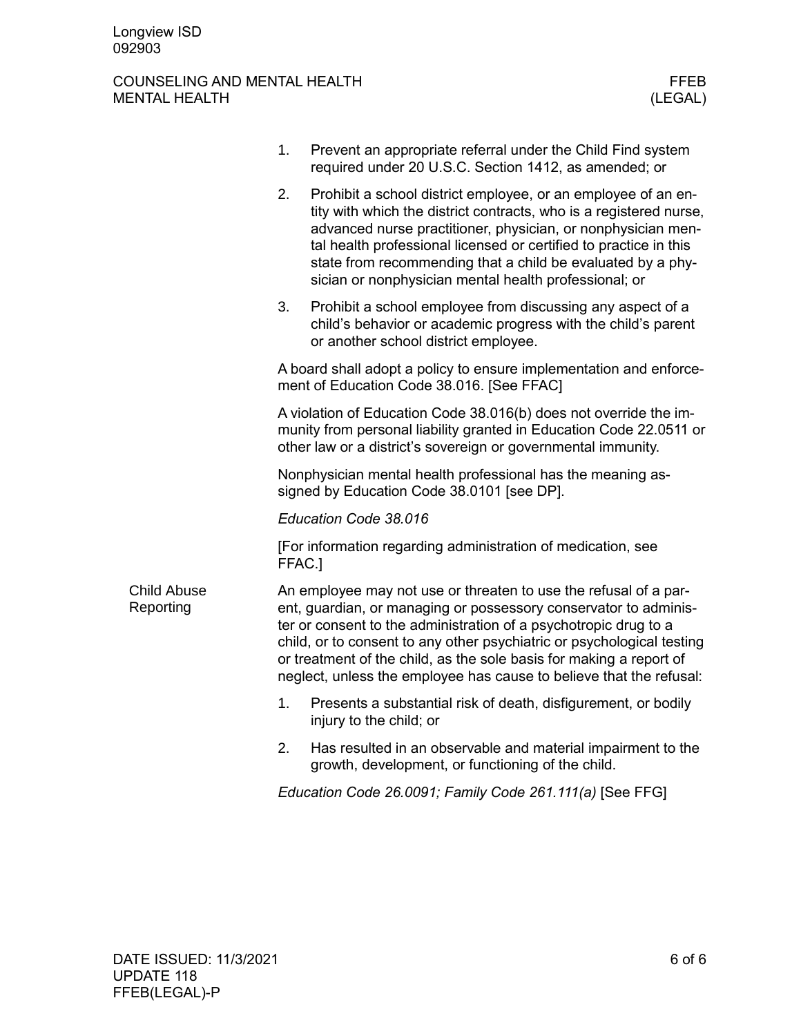1. Prevent an appropriate referral under the Child Find system required under 20 U.S.C. Section 1412, as amended; or
2. Prohibit a school district employee, or an employee of an entity with which the district contracts, who is a registered nurse, advanced nurse practitioner, physician, or nonphysician mental health professional licensed or certified to practice in this state from recommending that a child be evaluated by a physician or nonphysician mental health professional; or
3. Prohibit a school employee from discussing any aspect of a child's behavior or academic progress with the child's parent or another school district employee.

A board shall adopt a policy to ensure implementation and enforcement of Education Code 38.016. [See FFAC]

A violation of Education Code 38.016(b) does not override the immunity from personal liability granted in Education Code 22.0511 or other law or a district's sovereign or governmental immunity.

Nonphysician mental health professional has the meaning assigned by Education Code 38.0101 [see DP].

*Education Code 38.016*

[For information regarding administration of medication, see FFAC.]

### Child Abuse Reporting

An employee may not use or threaten to use the refusal of a parent, guardian, or managing or possessory conservator to administer or consent to the administration of a psychotropic drug to a child, or to consent to any other psychiatric or psychological testing or treatment of the child, as the sole basis for making a report of neglect, unless the employee has cause to believe that the refusal:

1. Presents a substantial risk of death, disfigurement, or bodily injury to the child; or
2. Has resulted in an observable and material impairment to the growth, development, or functioning of the child.

*Education Code 26.0091; Family Code 261.111(a)* [See FFG]